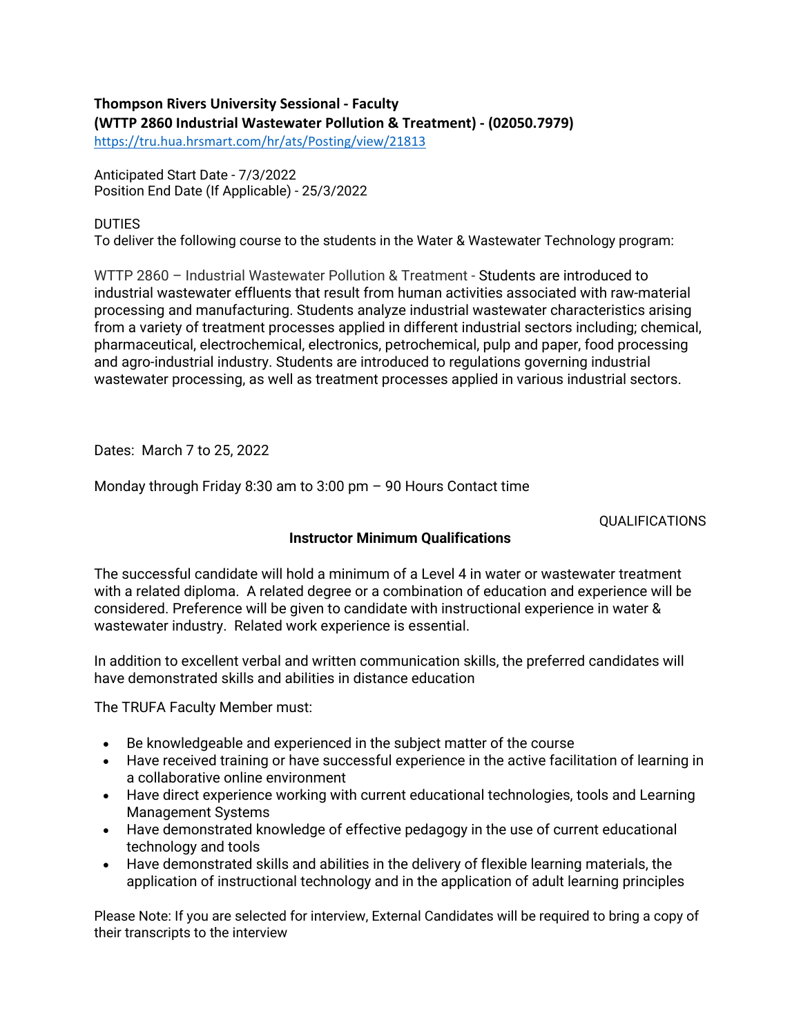**Thompson Rivers University Sessional - Faculty**
**(WTTP 2860 Industrial Wastewater Pollution & Treatment) - (02050.7979)**
https://tru.hua.hrsmart.com/hr/ats/Posting/view/21813

Anticipated Start Date - 7/3/2022
Position End Date (If Applicable) - 25/3/2022

DUTIES
To deliver the following course to the students in the Water & Wastewater Technology program:

WTTP 2860 – Industrial Wastewater Pollution & Treatment - Students are introduced to industrial wastewater effluents that result from human activities associated with raw-material processing and manufacturing. Students analyze industrial wastewater characteristics arising from a variety of treatment processes applied in different industrial sectors including; chemical, pharmaceutical, electrochemical, electronics, petrochemical, pulp and paper, food processing and agro-industrial industry. Students are introduced to regulations governing industrial wastewater processing, as well as treatment processes applied in various industrial sectors.

Dates: March 7 to 25, 2022

Monday through Friday 8:30 am to 3:00 pm – 90 Hours Contact time

QUALIFICATIONS

**Instructor Minimum Qualifications**

The successful candidate will hold a minimum of a Level 4 in water or wastewater treatment with a related diploma. A related degree or a combination of education and experience will be considered. Preference will be given to candidate with instructional experience in water & wastewater industry. Related work experience is essential.

In addition to excellent verbal and written communication skills, the preferred candidates will have demonstrated skills and abilities in distance education

The TRUFA Faculty Member must:

- Be knowledgeable and experienced in the subject matter of the course
- Have received training or have successful experience in the active facilitation of learning in a collaborative online environment
- Have direct experience working with current educational technologies, tools and Learning Management Systems
- Have demonstrated knowledge of effective pedagogy in the use of current educational technology and tools
- Have demonstrated skills and abilities in the delivery of flexible learning materials, the application of instructional technology and in the application of adult learning principles

Please Note: If you are selected for interview, External Candidates will be required to bring a copy of their transcripts to the interview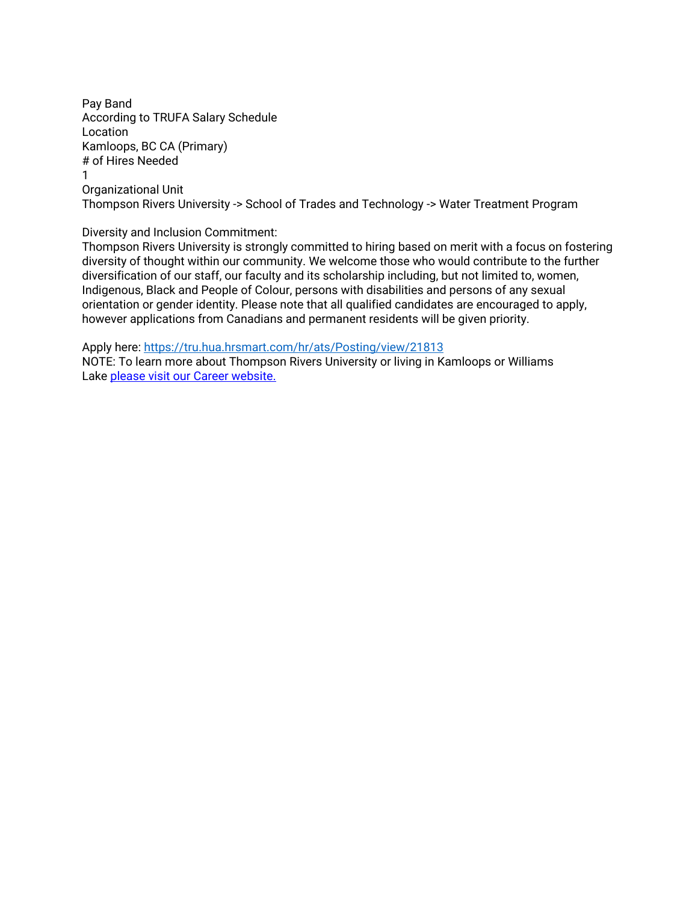Pay Band
According to TRUFA Salary Schedule
Location
Kamloops, BC CA (Primary)
# of Hires Needed
1
Organizational Unit
Thompson Rivers University -> School of Trades and Technology -> Water Treatment Program

Diversity and Inclusion Commitment:
Thompson Rivers University is strongly committed to hiring based on merit with a focus on fostering diversity of thought within our community. We welcome those who would contribute to the further diversification of our staff, our faculty and its scholarship including, but not limited to, women, Indigenous, Black and People of Colour, persons with disabilities and persons of any sexual orientation or gender identity. Please note that all qualified candidates are encouraged to apply, however applications from Canadians and permanent residents will be given priority.

Apply here: [https://tru.hua.hrsmart.com/hr/ats/Posting/view/21813](https://tru.hua.hrsmart.com/hr/ats/Posting/view/21813)
NOTE: To learn more about Thompson Rivers University or living in Kamloops or Williams Lake please visit our Career website.